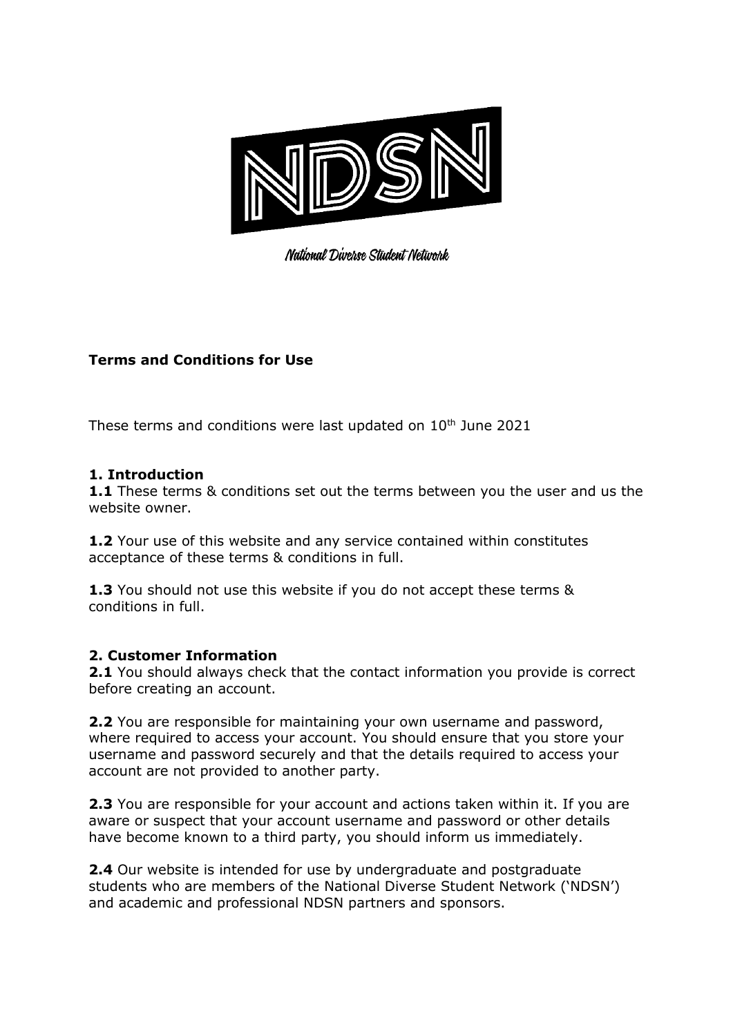NDSN

National Diverse Student Network

**Terms and Conditions for Use**

These terms and conditions were last updated on 10th June 2021

## 1. Introduction

**1.1** These terms & conditions set out the terms between you the user and us the website owner.

**1.2** Your use of this website and any service contained within constitutes acceptance of these terms & conditions in full.

**1.3** You should not use this website if you do not accept these terms & conditions in full.

## 2. Customer Information

**2.1** You should always check that the contact information you provide is correct before creating an account.

**2.2** You are responsible for maintaining your own username and password, where required to access your account. You should ensure that you store your username and password securely and that the details required to access your account are not provided to another party.

**2.3** You are responsible for your account and actions taken within it. If you are aware or suspect that your account username and password or other details have become known to a third party, you should inform us immediately.

**2.4** Our website is intended for use by undergraduate and postgraduate students who are members of the National Diverse Student Network ('NDSN') and academic and professional NDSN partners and sponsors.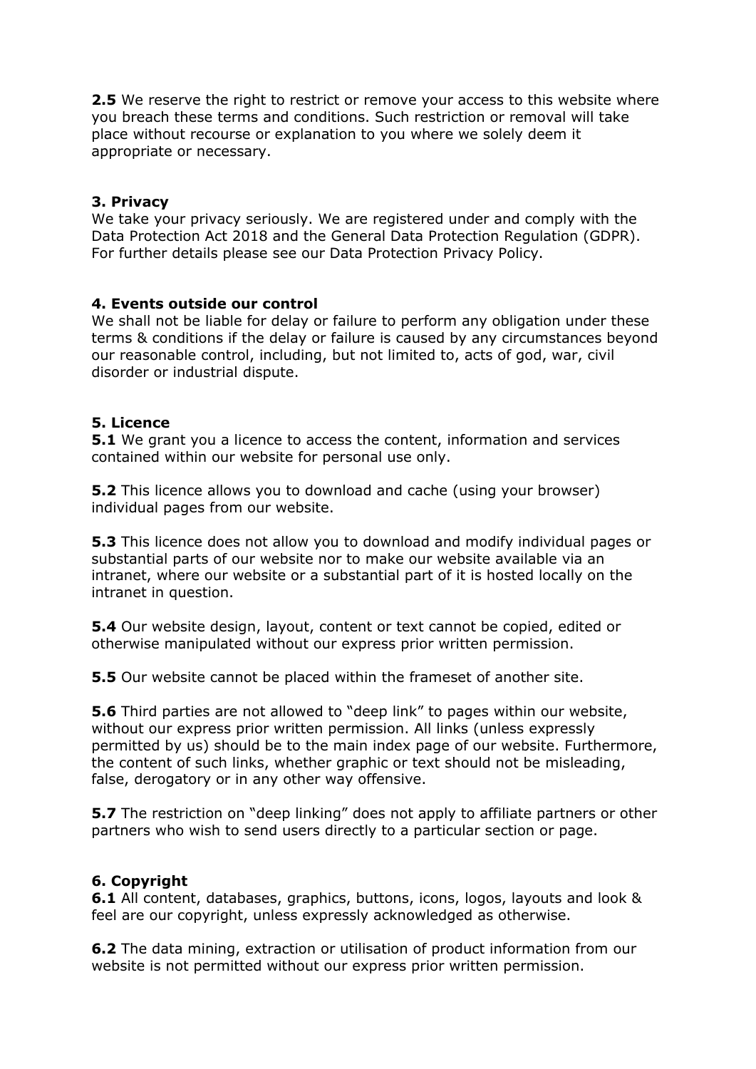**2.5** We reserve the right to restrict or remove your access to this website where you breach these terms and conditions. Such restriction or removal will take place without recourse or explanation to you where we solely deem it appropriate or necessary.

**3. Privacy**
We take your privacy seriously. We are registered under and comply with the Data Protection Act 2018 and the General Data Protection Regulation (GDPR). For further details please see our Data Protection Privacy Policy.

**4. Events outside our control**
We shall not be liable for delay or failure to perform any obligation under these terms & conditions if the delay or failure is caused by any circumstances beyond our reasonable control, including, but not limited to, acts of god, war, civil disorder or industrial dispute.

**5. Licence**
**5.1** We grant you a licence to access the content, information and services contained within our website for personal use only.

**5.2** This licence allows you to download and cache (using your browser) individual pages from our website.

**5.3** This licence does not allow you to download and modify individual pages or substantial parts of our website nor to make our website available via an intranet, where our website or a substantial part of it is hosted locally on the intranet in question.

**5.4** Our website design, layout, content or text cannot be copied, edited or otherwise manipulated without our express prior written permission.

**5.5** Our website cannot be placed within the frameset of another site.

**5.6** Third parties are not allowed to "deep link" to pages within our website, without our express prior written permission. All links (unless expressly permitted by us) should be to the main index page of our website. Furthermore, the content of such links, whether graphic or text should not be misleading, false, derogatory or in any other way offensive.

**5.7** The restriction on "deep linking" does not apply to affiliate partners or other partners who wish to send users directly to a particular section or page.

**6. Copyright**
**6.1** All content, databases, graphics, buttons, icons, logos, layouts and look & feel are our copyright, unless expressly acknowledged as otherwise.

**6.2** The data mining, extraction or utilisation of product information from our website is not permitted without our express prior written permission.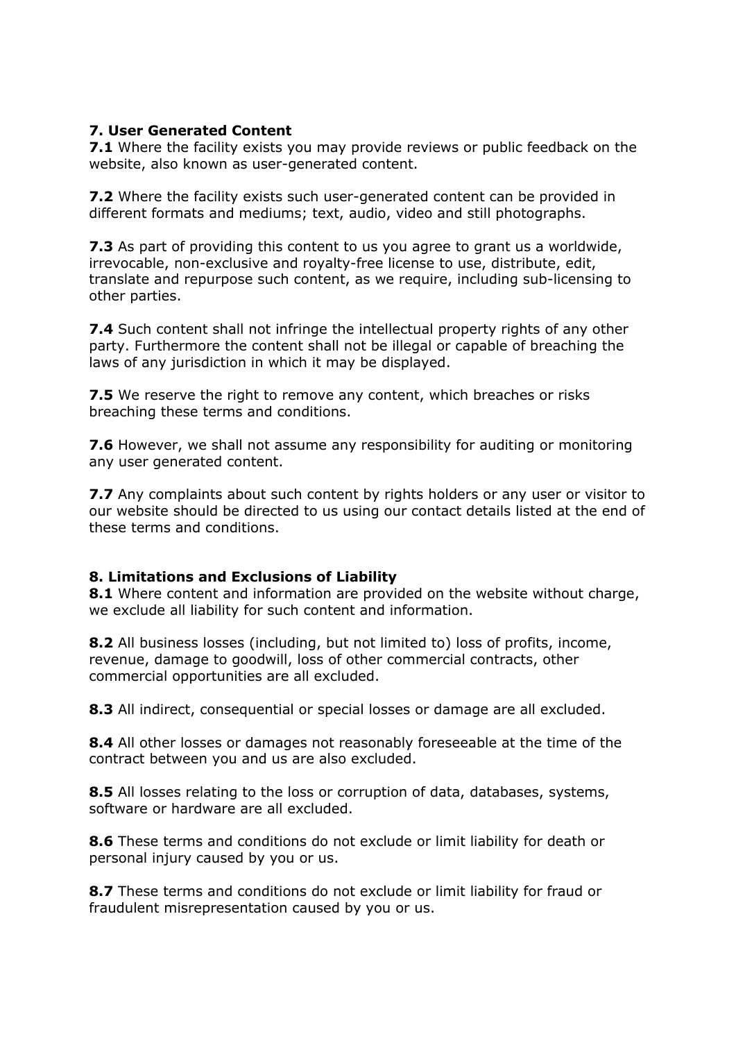### 7. User Generated Content

**7.1** Where the facility exists you may provide reviews or public feedback on the website, also known as user-generated content.

**7.2** Where the facility exists such user-generated content can be provided in different formats and mediums; text, audio, video and still photographs.

**7.3** As part of providing this content to us you agree to grant us a worldwide, irrevocable, non-exclusive and royalty-free license to use, distribute, edit, translate and repurpose such content, as we require, including sub-licensing to other parties.

**7.4** Such content shall not infringe the intellectual property rights of any other party. Furthermore the content shall not be illegal or capable of breaching the laws of any jurisdiction in which it may be displayed.

**7.5** We reserve the right to remove any content, which breaches or risks breaching these terms and conditions.

**7.6** However, we shall not assume any responsibility for auditing or monitoring any user generated content.

**7.7** Any complaints about such content by rights holders or any user or visitor to our website should be directed to us using our contact details listed at the end of these terms and conditions.

### 8. Limitations and Exclusions of Liability

**8.1** Where content and information are provided on the website without charge, we exclude all liability for such content and information.

**8.2** All business losses (including, but not limited to) loss of profits, income, revenue, damage to goodwill, loss of other commercial contracts, other commercial opportunities are all excluded.

**8.3** All indirect, consequential or special losses or damage are all excluded.

**8.4** All other losses or damages not reasonably foreseeable at the time of the contract between you and us are also excluded.

**8.5** All losses relating to the loss or corruption of data, databases, systems, software or hardware are all excluded.

**8.6** These terms and conditions do not exclude or limit liability for death or personal injury caused by you or us.

**8.7** These terms and conditions do not exclude or limit liability for fraud or fraudulent misrepresentation caused by you or us.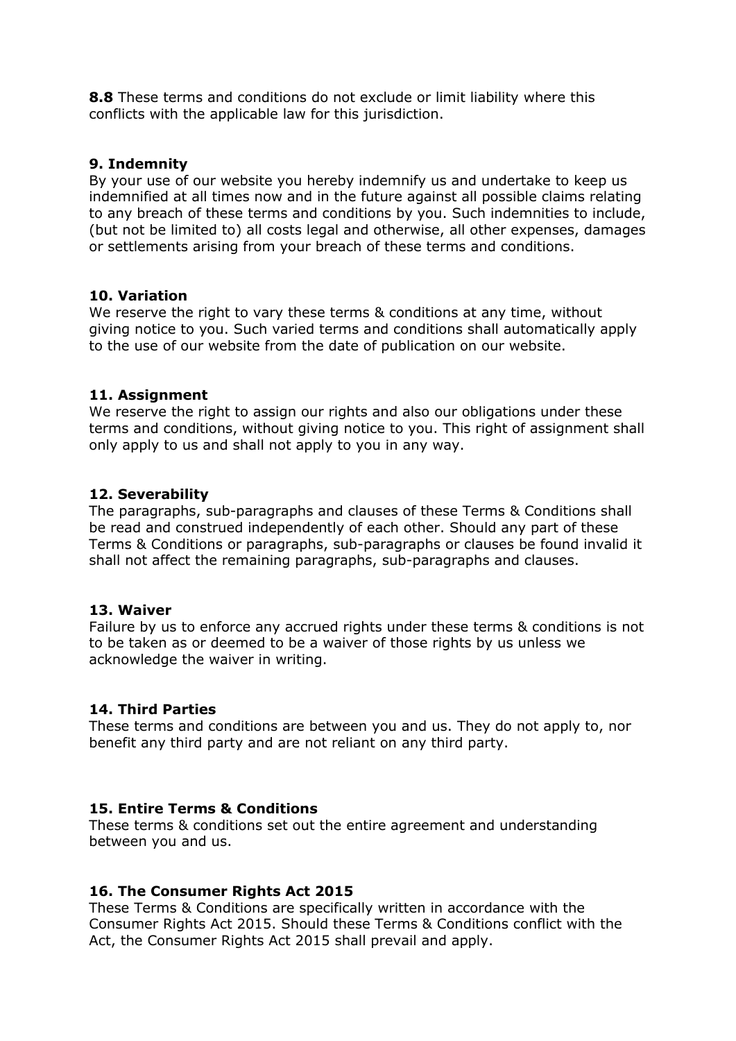**8.8** These terms and conditions do not exclude or limit liability where this conflicts with the applicable law for this jurisdiction.

### 9. Indemnity

By your use of our website you hereby indemnify us and undertake to keep us indemnified at all times now and in the future against all possible claims relating to any breach of these terms and conditions by you. Such indemnities to include, (but not be limited to) all costs legal and otherwise, all other expenses, damages or settlements arising from your breach of these terms and conditions.

### 10. Variation

We reserve the right to vary these terms & conditions at any time, without giving notice to you. Such varied terms and conditions shall automatically apply to the use of our website from the date of publication on our website.

### 11. Assignment

We reserve the right to assign our rights and also our obligations under these terms and conditions, without giving notice to you. This right of assignment shall only apply to us and shall not apply to you in any way.

### 12. Severability

The paragraphs, sub-paragraphs and clauses of these Terms & Conditions shall be read and construed independently of each other. Should any part of these Terms & Conditions or paragraphs, sub-paragraphs or clauses be found invalid it shall not affect the remaining paragraphs, sub-paragraphs and clauses.

### 13. Waiver

Failure by us to enforce any accrued rights under these terms & conditions is not to be taken as or deemed to be a waiver of those rights by us unless we acknowledge the waiver in writing.

### 14. Third Parties

These terms and conditions are between you and us. They do not apply to, nor benefit any third party and are not reliant on any third party.

### 15. Entire Terms & Conditions

These terms & conditions set out the entire agreement and understanding between you and us.

### 16. The Consumer Rights Act 2015

These Terms & Conditions are specifically written in accordance with the Consumer Rights Act 2015. Should these Terms & Conditions conflict with the Act, the Consumer Rights Act 2015 shall prevail and apply.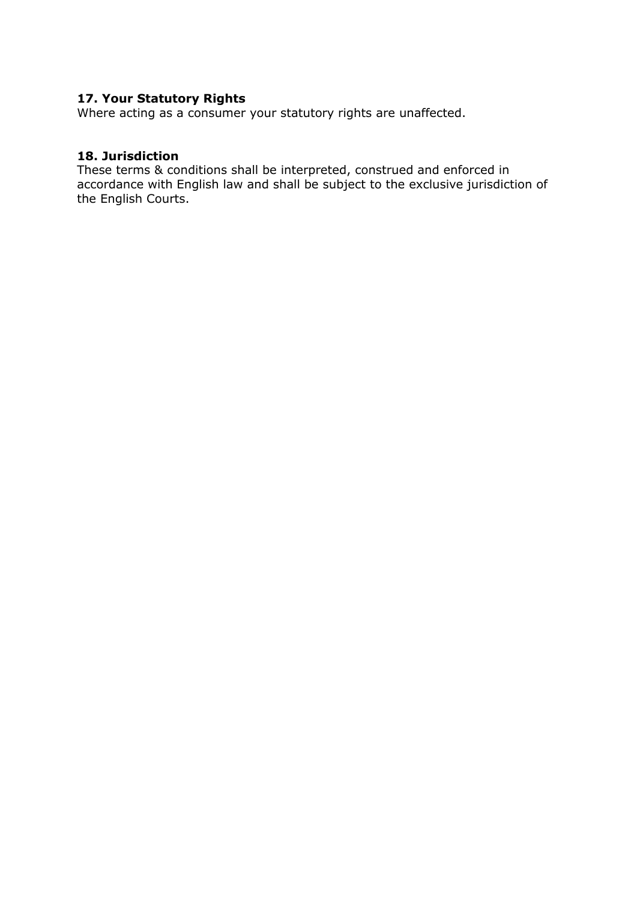### 17. Your Statutory Rights

Where acting as a consumer your statutory rights are unaffected.

### 18. Jurisdiction

These terms & conditions shall be interpreted, construed and enforced in accordance with English law and shall be subject to the exclusive jurisdiction of the English Courts.